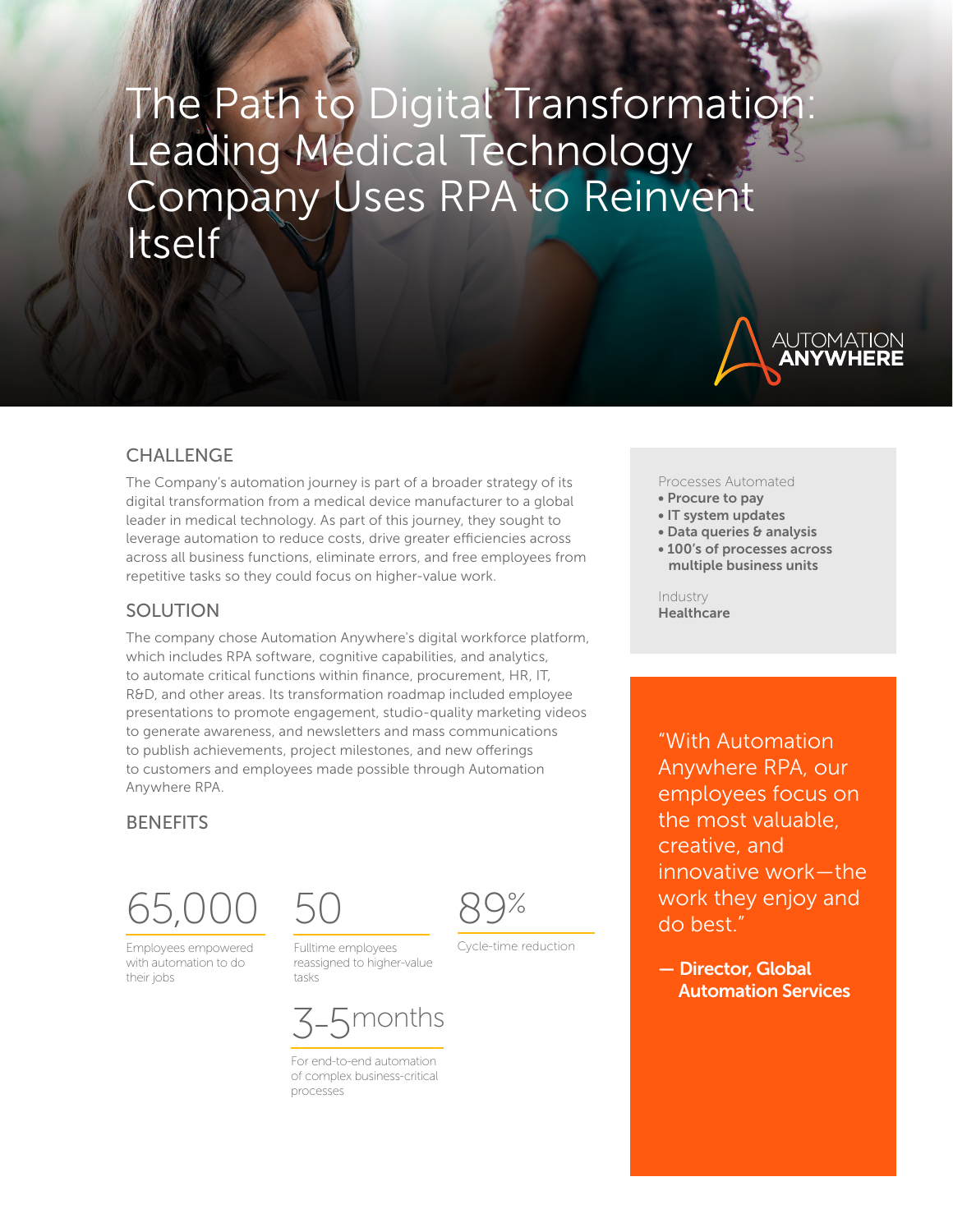# The Path to Digital Transformation: Leading Medical Technology Company Uses RPA to Reinvent Itself

AUTOMATION ANYWHERE

## CHALLENGE

The Company's automation journey is part of a broader strategy of its digital transformation from a medical device manufacturer to a global leader in medical technology. As part of this journey, they sought to leverage automation to reduce costs, drive greater efficiencies across across all business functions, eliminate errors, and free employees from repetitive tasks so they could focus on higher-value work.

## SOLUTION

The company chose Automation Anywhere's digital workforce platform, which includes RPA software, cognitive capabilities, and analytics, to automate critical functions within finance, procurement, HR, IT, R&D, and other areas. Its transformation roadmap included employee presentations to promote engagement, studio-quality marketing videos to generate awareness, and newsletters and mass communications to publish achievements, project milestones, and new offerings to customers and employees made possible through Automation Anywhere RPA.

## BENEFITS

**65,000**
Employees empowered with automation to do their jobs

**50**
Fulltime employees reassigned to higher-value tasks

**89%**
Cycle-time reduction

**3-5 months**
For end-to-end automation of complex business-critical processes

Processes Automated
- **Procure to pay**
- **IT system updates**
- **Data queries & analysis**
- **100's of processes across multiple business units**

Industry
**Healthcare**

"With Automation Anywhere RPA, our employees focus on the most valuable, creative, and innovative work—the work they enjoy and do best."

**— Director, Global Automation Services**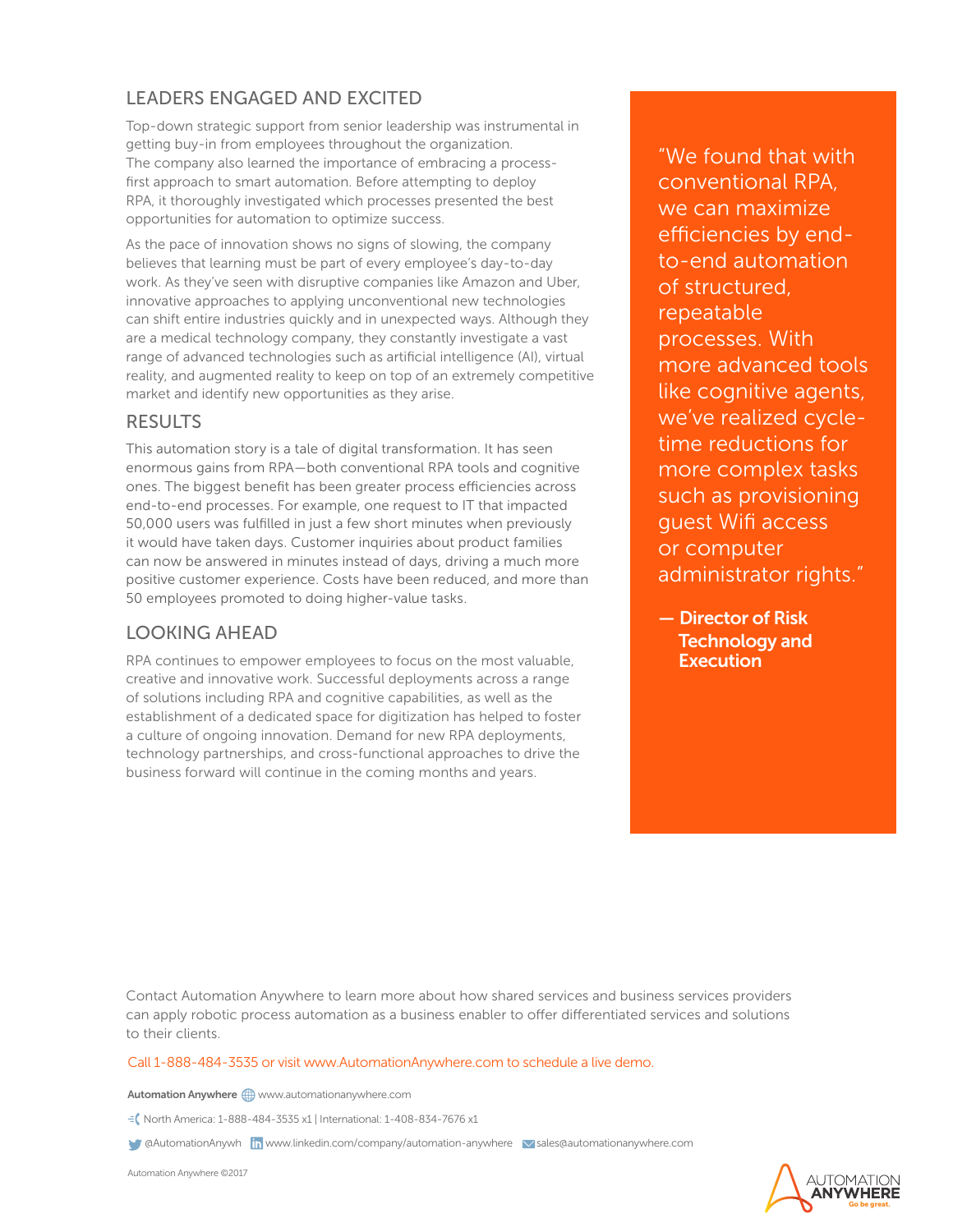## LEADERS ENGAGED AND EXCITED

Top-down strategic support from senior leadership was instrumental in getting buy-in from employees throughout the organization. The company also learned the importance of embracing a process-first approach to smart automation. Before attempting to deploy RPA, it thoroughly investigated which processes presented the best opportunities for automation to optimize success.

As the pace of innovation shows no signs of slowing, the company believes that learning must be part of every employee's day-to-day work. As they've seen with disruptive companies like Amazon and Uber, innovative approaches to applying unconventional new technologies can shift entire industries quickly and in unexpected ways. Although they are a medical technology company, they constantly investigate a vast range of advanced technologies such as artificial intelligence (AI), virtual reality, and augmented reality to keep on top of an extremely competitive market and identify new opportunities as they arise.

## RESULTS

This automation story is a tale of digital transformation. It has seen enormous gains from RPA—both conventional RPA tools and cognitive ones. The biggest benefit has been greater process efficiencies across end-to-end processes. For example, one request to IT that impacted 50,000 users was fulfilled in just a few short minutes when previously it would have taken days. Customer inquiries about product families can now be answered in minutes instead of days, driving a much more positive customer experience. Costs have been reduced, and more than 50 employees promoted to doing higher-value tasks.

## LOOKING AHEAD

RPA continues to empower employees to focus on the most valuable, creative and innovative work. Successful deployments across a range of solutions including RPA and cognitive capabilities, as well as the establishment of a dedicated space for digitization has helped to foster a culture of ongoing innovation. Demand for new RPA deployments, technology partnerships, and cross-functional approaches to drive the business forward will continue in the coming months and years.

> "We found that with conventional RPA, we can maximize efficiencies by end-to-end automation of structured, repeatable processes. With more advanced tools like cognitive agents, we've realized cycle-time reductions for more complex tasks such as provisioning guest Wifi access or computer administrator rights."
>
> **— Director of Risk Technology and Execution**

Contact Automation Anywhere to learn more about how shared services and business services providers can apply robotic process automation as a business enabler to offer differentiated services and solutions to their clients.

Call 1-888-484-3535 or visit www.AutomationAnywhere.com to schedule a live demo.

**Automation Anywhere** www.automationanywhere.com

North America: 1-888-484-3535 x1 | International: 1-408-834-7676 x1

@AutomationAnywh www.linkedin.com/company/automation-anywhere sales@automationanywhere.com

Automation Anywhere ©2017

AUTOMATION ANYWHERE Go be great.